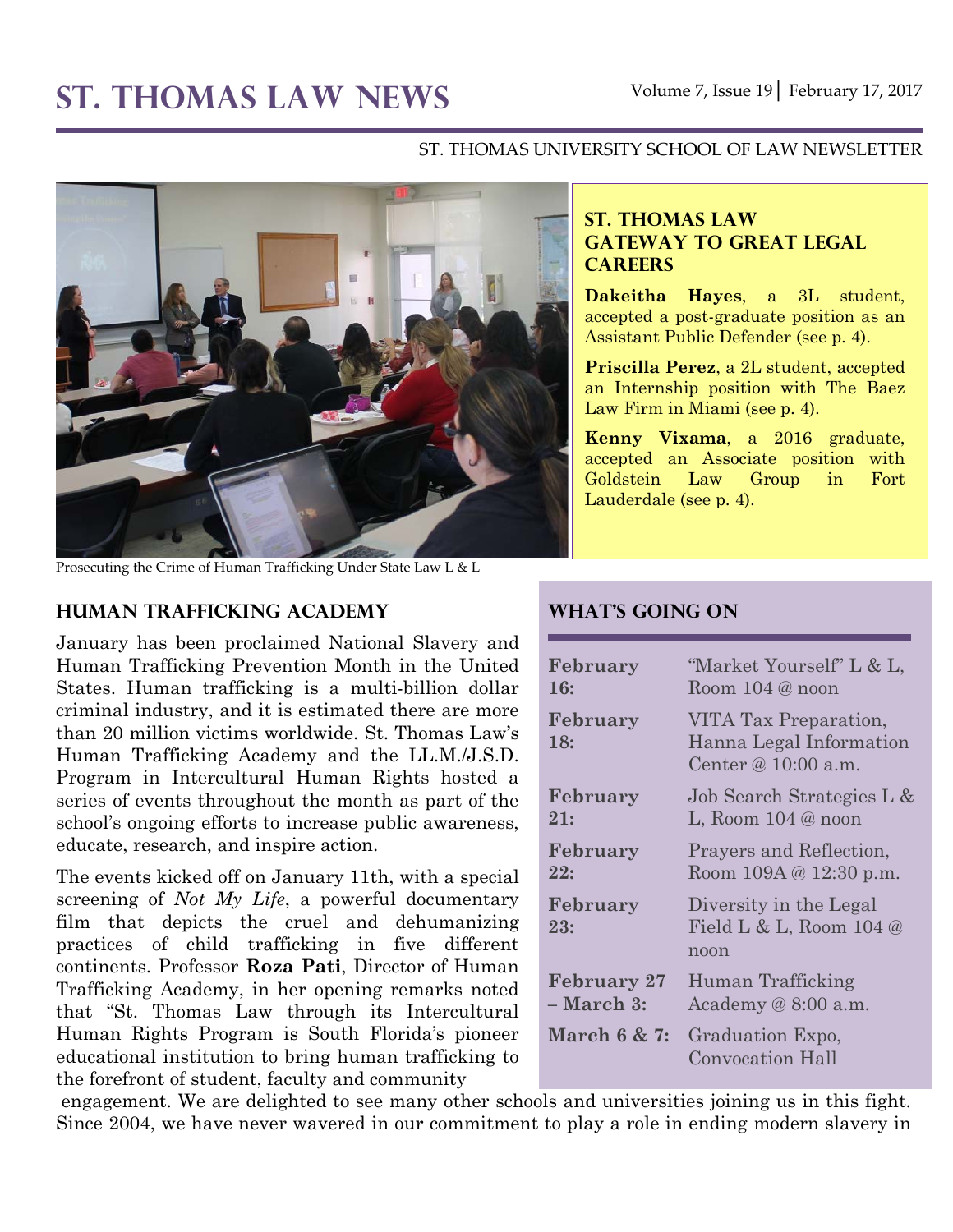# ST. THOMAS LAW NEWS

Volume 7, Issue 19 | February 17, 2017

ST. THOMAS UNIVERSITY SCHOOL OF LAW NEWSLETTER

Prosecuting the Crime of Human Trafficking Under State Law L & L

## ST. THOMAS LAW GATEWAY TO GREAT LEGAL CAREERS

**Dakeitha Hayes**, a 3L student, accepted a post-graduate position as an Assistant Public Defender (see p. 4).

**Priscilla Perez**, a 2L student, accepted an Internship position with The Baez Law Firm in Miami (see p. 4).

**Kenny Vixama**, a 2016 graduate, accepted an Associate position with Goldstein Law Group in Fort Lauderdale (see p. 4).

## HUMAN TRAFFICKING ACADEMY

January has been proclaimed National Slavery and Human Trafficking Prevention Month in the United States. Human trafficking is a multi-billion dollar criminal industry, and it is estimated there are more than 20 million victims worldwide. St. Thomas Law's Human Trafficking Academy and the LL.M./J.S.D. Program in Intercultural Human Rights hosted a series of events throughout the month as part of the school's ongoing efforts to increase public awareness, educate, research, and inspire action.

The events kicked off on January 11th, with a special screening of *Not My Life*, a powerful documentary film that depicts the cruel and dehumanizing practices of child trafficking in five different continents. Professor **Roza Pati**, Director of Human Trafficking Academy, in her opening remarks noted that "St. Thomas Law through its Intercultural Human Rights Program is South Florida's pioneer educational institution to bring human trafficking to the forefront of student, faculty and community engagement. We are delighted to see many other schools and universities joining us in this fight. Since 2004, we have never wavered in our commitment to play a role in ending modern slavery in

## WHAT'S GOING ON

| | |
|---|---|
| **February 16:** | "Market Yourself" L & L, Room 104 @ noon |
| **February 18:** | VITA Tax Preparation, Hanna Legal Information Center @ 10:00 a.m. |
| **February 21:** | Job Search Strategies L & L, Room 104 @ noon |
| **February 22:** | Prayers and Reflection, Room 109A @ 12:30 p.m. |
| **February 23:** | Diversity in the Legal Field L & L, Room 104 @ noon |
| **February 27 – March 3:** | Human Trafficking Academy @ 8:00 a.m. |
| **March 6 & 7:** | Graduation Expo, Convocation Hall |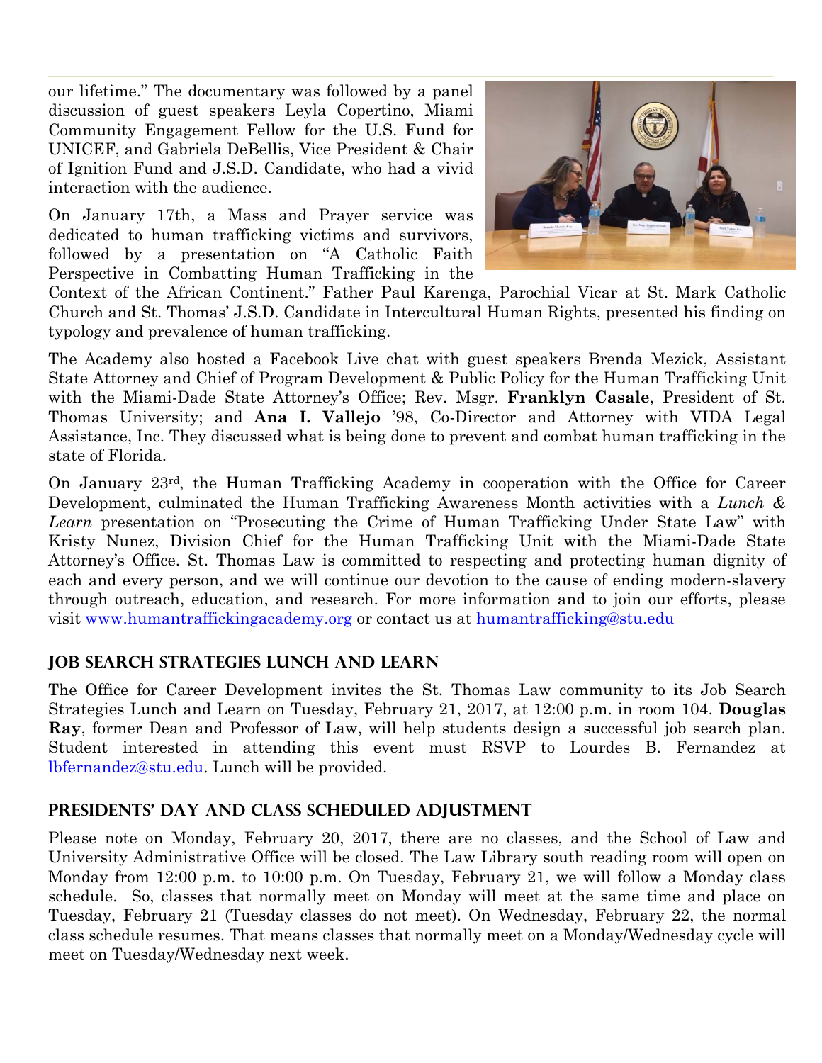our lifetime." The documentary was followed by a panel discussion of guest speakers Leyla Copertino, Miami Community Engagement Fellow for the U.S. Fund for UNICEF, and Gabriela DeBellis, Vice President & Chair of Ignition Fund and J.S.D. Candidate, who had a vivid interaction with the audience.

On January 17th, a Mass and Prayer service was dedicated to human trafficking victims and survivors, followed by a presentation on "A Catholic Faith Perspective in Combatting Human Trafficking in the Context of the African Continent." Father Paul Karenga, Parochial Vicar at St. Mark Catholic Church and St. Thomas' J.S.D. Candidate in Intercultural Human Rights, presented his finding on typology and prevalence of human trafficking.

The Academy also hosted a Facebook Live chat with guest speakers Brenda Mezick, Assistant State Attorney and Chief of Program Development & Public Policy for the Human Trafficking Unit with the Miami-Dade State Attorney's Office; Rev. Msgr. **Franklyn Casale**, President of St. Thomas University; and **Ana I. Vallejo** '98, Co-Director and Attorney with VIDA Legal Assistance, Inc. They discussed what is being done to prevent and combat human trafficking in the state of Florida.

On January 23rd, the Human Trafficking Academy in cooperation with the Office for Career Development, culminated the Human Trafficking Awareness Month activities with a *Lunch & Learn* presentation on "Prosecuting the Crime of Human Trafficking Under State Law" with Kristy Nunez, Division Chief for the Human Trafficking Unit with the Miami-Dade State Attorney's Office. St. Thomas Law is committed to respecting and protecting human dignity of each and every person, and we will continue our devotion to the cause of ending modern-slavery through outreach, education, and research. For more information and to join our efforts, please visit www.humantraffickingacademy.org or contact us at humantrafficking@stu.edu

## Job Search Strategies Lunch and Learn

The Office for Career Development invites the St. Thomas Law community to its Job Search Strategies Lunch and Learn on Tuesday, February 21, 2017, at 12:00 p.m. in room 104. **Douglas Ray**, former Dean and Professor of Law, will help students design a successful job search plan. Student interested in attending this event must RSVP to Lourdes B. Fernandez at lbfernandez@stu.edu. Lunch will be provided.

## Presidents' Day and Class Scheduled Adjustment

Please note on Monday, February 20, 2017, there are no classes, and the School of Law and University Administrative Office will be closed. The Law Library south reading room will open on Monday from 12:00 p.m. to 10:00 p.m. On Tuesday, February 21, we will follow a Monday class schedule. So, classes that normally meet on Monday will meet at the same time and place on Tuesday, February 21 (Tuesday classes do not meet). On Wednesday, February 22, the normal class schedule resumes. That means classes that normally meet on a Monday/Wednesday cycle will meet on Tuesday/Wednesday next week.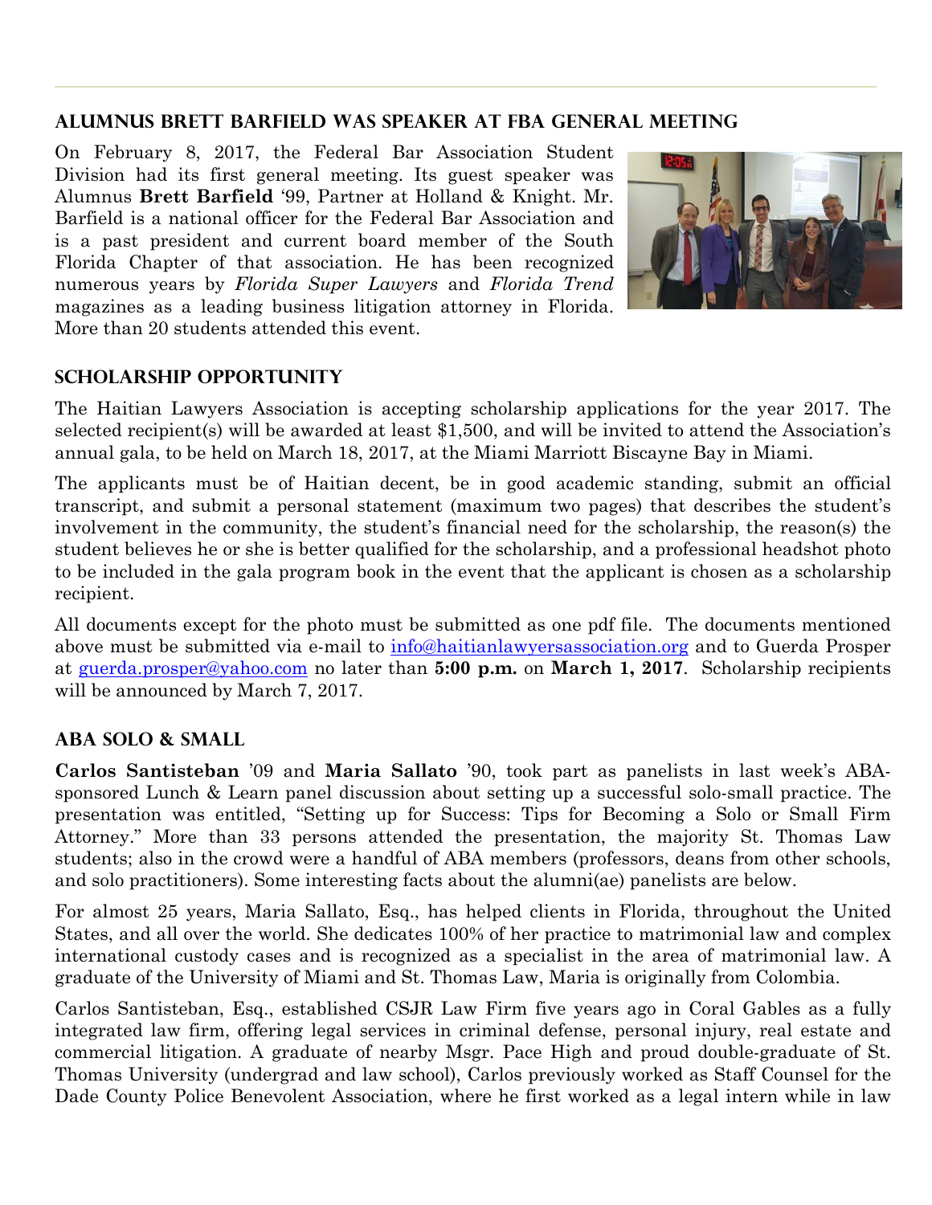## Alumnus Brett Barfield was Speaker at FBA General Meeting

On February 8, 2017, the Federal Bar Association Student Division had its first general meeting. Its guest speaker was Alumnus **Brett Barfield** '99, Partner at Holland & Knight. Mr. Barfield is a national officer for the Federal Bar Association and is a past president and current board member of the South Florida Chapter of that association. He has been recognized numerous years by *Florida Super Lawyers* and *Florida Trend* magazines as a leading business litigation attorney in Florida. More than 20 students attended this event.

## Scholarship Opportunity

The Haitian Lawyers Association is accepting scholarship applications for the year 2017. The selected recipient(s) will be awarded at least $1,500, and will be invited to attend the Association's annual gala, to be held on March 18, 2017, at the Miami Marriott Biscayne Bay in Miami.

The applicants must be of Haitian decent, be in good academic standing, submit an official transcript, and submit a personal statement (maximum two pages) that describes the student's involvement in the community, the student's financial need for the scholarship, the reason(s) the student believes he or she is better qualified for the scholarship, and a professional headshot photo to be included in the gala program book in the event that the applicant is chosen as a scholarship recipient.

All documents except for the photo must be submitted as one pdf file. The documents mentioned above must be submitted via e-mail to info@haitianlawyersassociation.org and to Guerda Prosper at guerda.prosper@yahoo.com no later than **5:00 p.m.** on **March 1, 2017**. Scholarship recipients will be announced by March 7, 2017.

## ABA Solo & Small

**Carlos Santisteban** '09 and **Maria Sallato** '90, took part as panelists in last week's ABA-sponsored Lunch & Learn panel discussion about setting up a successful solo-small practice. The presentation was entitled, "Setting up for Success: Tips for Becoming a Solo or Small Firm Attorney." More than 33 persons attended the presentation, the majority St. Thomas Law students; also in the crowd were a handful of ABA members (professors, deans from other schools, and solo practitioners). Some interesting facts about the alumni(ae) panelists are below.

For almost 25 years, Maria Sallato, Esq., has helped clients in Florida, throughout the United States, and all over the world. She dedicates 100% of her practice to matrimonial law and complex international custody cases and is recognized as a specialist in the area of matrimonial law. A graduate of the University of Miami and St. Thomas Law, Maria is originally from Colombia.

Carlos Santisteban, Esq., established CSJR Law Firm five years ago in Coral Gables as a fully integrated law firm, offering legal services in criminal defense, personal injury, real estate and commercial litigation. A graduate of nearby Msgr. Pace High and proud double-graduate of St. Thomas University (undergrad and law school), Carlos previously worked as Staff Counsel for the Dade County Police Benevolent Association, where he first worked as a legal intern while in law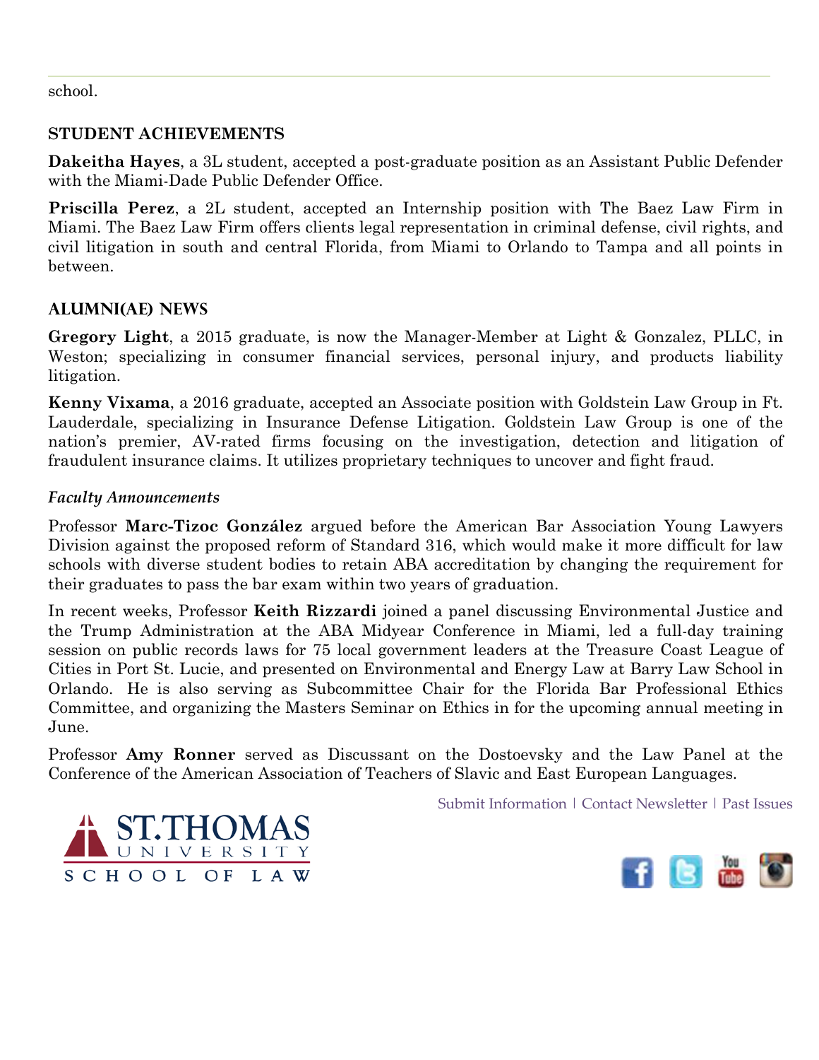school.

## STUDENT ACHIEVEMENTS

**Dakeitha Hayes**, a 3L student, accepted a post-graduate position as an Assistant Public Defender with the Miami-Dade Public Defender Office.

**Priscilla Perez**, a 2L student, accepted an Internship position with The Baez Law Firm in Miami. The Baez Law Firm offers clients legal representation in criminal defense, civil rights, and civil litigation in south and central Florida, from Miami to Orlando to Tampa and all points in between.

## ALUMNI(AE) NEWS

**Gregory Light**, a 2015 graduate, is now the Manager-Member at Light & Gonzalez, PLLC, in Weston; specializing in consumer financial services, personal injury, and products liability litigation.

**Kenny Vixama**, a 2016 graduate, accepted an Associate position with Goldstein Law Group in Ft. Lauderdale, specializing in Insurance Defense Litigation. Goldstein Law Group is one of the nation's premier, AV-rated firms focusing on the investigation, detection and litigation of fraudulent insurance claims. It utilizes proprietary techniques to uncover and fight fraud.

### *Faculty Announcements*

Professor **Marc-Tizoc González** argued before the American Bar Association Young Lawyers Division against the proposed reform of Standard 316, which would make it more difficult for law schools with diverse student bodies to retain ABA accreditation by changing the requirement for their graduates to pass the bar exam within two years of graduation.

In recent weeks, Professor **Keith Rizzardi** joined a panel discussing Environmental Justice and the Trump Administration at the ABA Midyear Conference in Miami, led a full-day training session on public records laws for 75 local government leaders at the Treasure Coast League of Cities in Port St. Lucie, and presented on Environmental and Energy Law at Barry Law School in Orlando. He is also serving as Subcommittee Chair for the Florida Bar Professional Ethics Committee, and organizing the Masters Seminar on Ethics in for the upcoming annual meeting in June.

Professor **Amy Ronner** served as Discussant on the Dostoevsky and the Law Panel at the Conference of the American Association of Teachers of Slavic and East European Languages.

Submit Information | Contact Newsletter | Past Issues

ST.THOMAS UNIVERSITY SCHOOL OF LAW